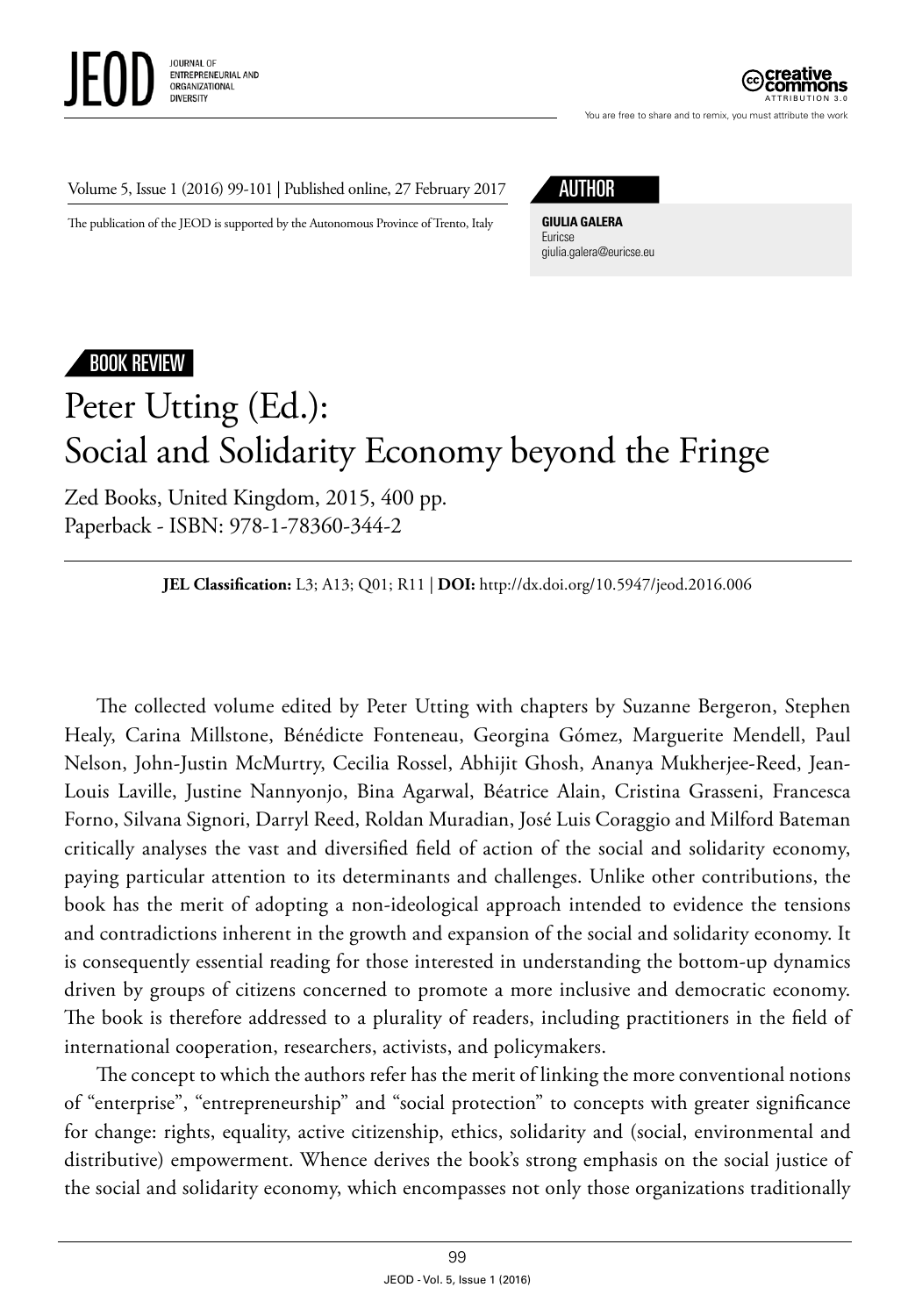Volume 5, Issue 1 (2016) 99-101 | Published online, 27 February 2017

The publication of the JEOD is supported by the Autonomous Province of Trento, Italy

**AUTHOR**

**GIULIA GALERA**
Euricse
giulia.galera@euricse.eu

BOOK REVIEW

# Peter Utting (Ed.): Social and Solidarity Economy beyond the Fringe

Zed Books, United Kingdom, 2015, 400 pp.
Paperback - ISBN: 978-1-78360-344-2

**JEL Classification:** L3; A13; Q01; R11 | **DOI:** http://dx.doi.org/10.5947/jeod.2016.006

The collected volume edited by Peter Utting with chapters by Suzanne Bergeron, Stephen Healy, Carina Millstone, Bénédicte Fonteneau, Georgina Gómez, Marguerite Mendell, Paul Nelson, John-Justin McMurtry, Cecilia Rossel, Abhijit Ghosh, Ananya Mukherjee-Reed, Jean-Louis Laville, Justine Nannyonjo, Bina Agarwal, Béatrice Alain, Cristina Grasseni, Francesca Forno, Silvana Signori, Darryl Reed, Roldan Muradian, José Luis Coraggio and Milford Bateman critically analyses the vast and diversified field of action of the social and solidarity economy, paying particular attention to its determinants and challenges. Unlike other contributions, the book has the merit of adopting a non-ideological approach intended to evidence the tensions and contradictions inherent in the growth and expansion of the social and solidarity economy. It is consequently essential reading for those interested in understanding the bottom-up dynamics driven by groups of citizens concerned to promote a more inclusive and democratic economy. The book is therefore addressed to a plurality of readers, including practitioners in the field of international cooperation, researchers, activists, and policymakers.

The concept to which the authors refer has the merit of linking the more conventional notions of "enterprise", "entrepreneurship" and "social protection" to concepts with greater significance for change: rights, equality, active citizenship, ethics, solidarity and (social, environmental and distributive) empowerment. Whence derives the book's strong emphasis on the social justice of the social and solidarity economy, which encompasses not only those organizations traditionally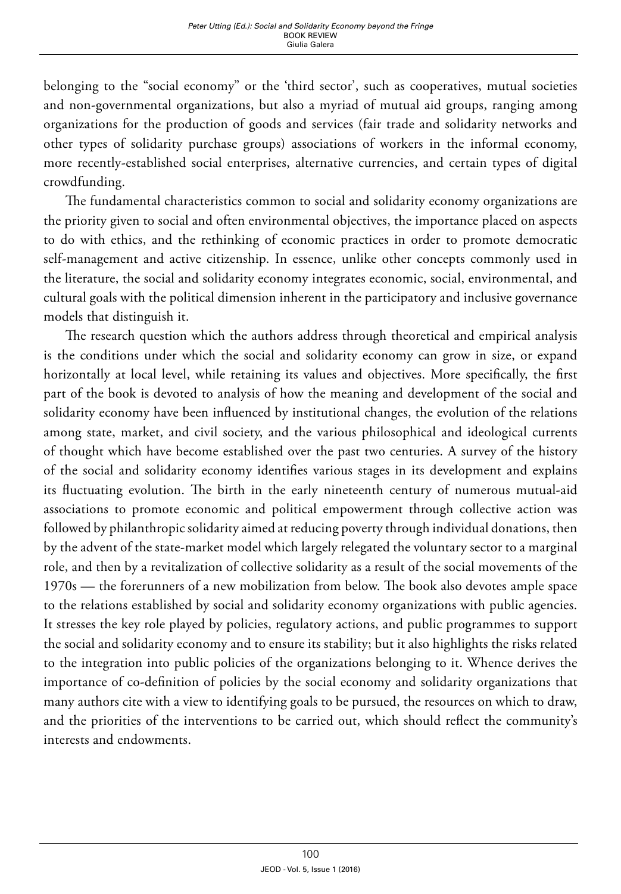belonging to the "social economy" or the 'third sector', such as cooperatives, mutual societies and non-governmental organizations, but also a myriad of mutual aid groups, ranging among organizations for the production of goods and services (fair trade and solidarity networks and other types of solidarity purchase groups) associations of workers in the informal economy, more recently-established social enterprises, alternative currencies, and certain types of digital crowdfunding.

The fundamental characteristics common to social and solidarity economy organizations are the priority given to social and often environmental objectives, the importance placed on aspects to do with ethics, and the rethinking of economic practices in order to promote democratic self-management and active citizenship. In essence, unlike other concepts commonly used in the literature, the social and solidarity economy integrates economic, social, environmental, and cultural goals with the political dimension inherent in the participatory and inclusive governance models that distinguish it.

The research question which the authors address through theoretical and empirical analysis is the conditions under which the social and solidarity economy can grow in size, or expand horizontally at local level, while retaining its values and objectives. More specifically, the first part of the book is devoted to analysis of how the meaning and development of the social and solidarity economy have been influenced by institutional changes, the evolution of the relations among state, market, and civil society, and the various philosophical and ideological currents of thought which have become established over the past two centuries. A survey of the history of the social and solidarity economy identifies various stages in its development and explains its fluctuating evolution. The birth in the early nineteenth century of numerous mutual-aid associations to promote economic and political empowerment through collective action was followed by philanthropic solidarity aimed at reducing poverty through individual donations, then by the advent of the state-market model which largely relegated the voluntary sector to a marginal role, and then by a revitalization of collective solidarity as a result of the social movements of the 1970s — the forerunners of a new mobilization from below. The book also devotes ample space to the relations established by social and solidarity economy organizations with public agencies. It stresses the key role played by policies, regulatory actions, and public programmes to support the social and solidarity economy and to ensure its stability; but it also highlights the risks related to the integration into public policies of the organizations belonging to it. Whence derives the importance of co-definition of policies by the social economy and solidarity organizations that many authors cite with a view to identifying goals to be pursued, the resources on which to draw, and the priorities of the interventions to be carried out, which should reflect the community's interests and endowments.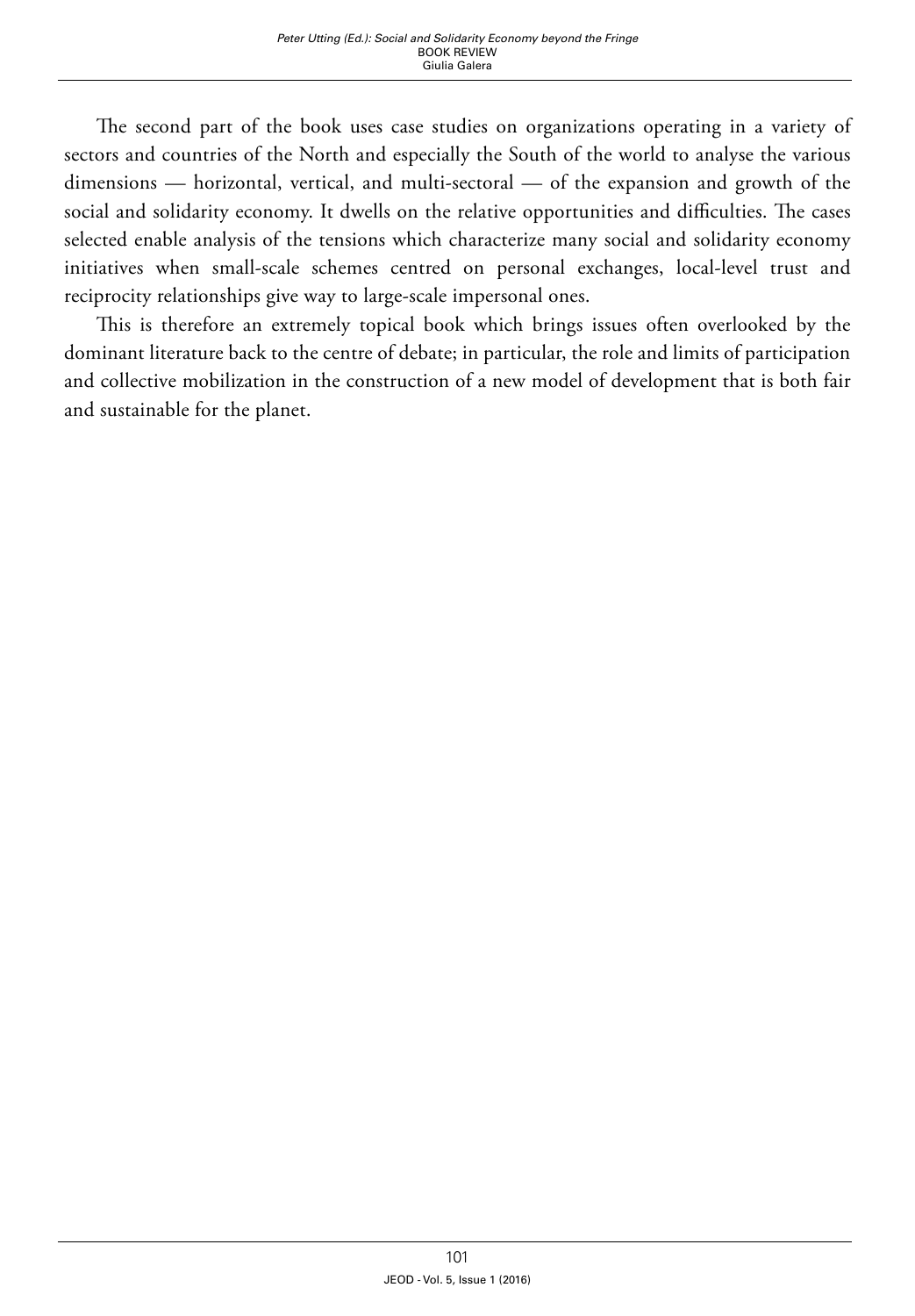The second part of the book uses case studies on organizations operating in a variety of sectors and countries of the North and especially the South of the world to analyse the various dimensions — horizontal, vertical, and multi-sectoral — of the expansion and growth of the social and solidarity economy. It dwells on the relative opportunities and difficulties. The cases selected enable analysis of the tensions which characterize many social and solidarity economy initiatives when small-scale schemes centred on personal exchanges, local-level trust and reciprocity relationships give way to large-scale impersonal ones.

This is therefore an extremely topical book which brings issues often overlooked by the dominant literature back to the centre of debate; in particular, the role and limits of participation and collective mobilization in the construction of a new model of development that is both fair and sustainable for the planet.